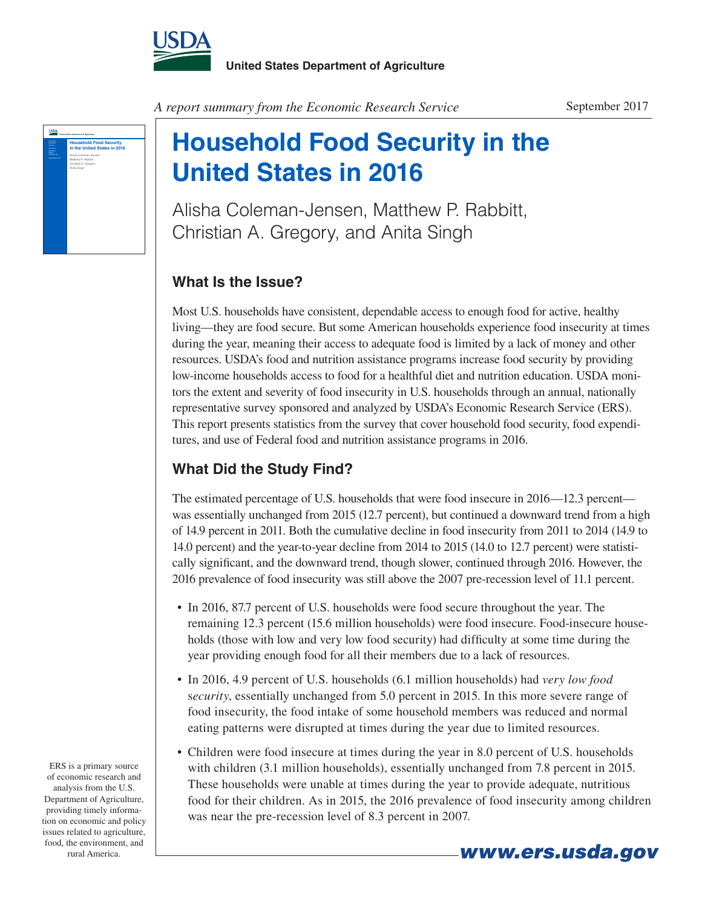**United States Department of Agriculture**

*A report summary from the Economic Research Service*

September 2017

# Household Food Security in the United States in 2016

Alisha Coleman-Jensen, Matthew P. Rabbitt, Christian A. Gregory, and Anita Singh

## What Is the Issue?

Most U.S. households have consistent, dependable access to enough food for active, healthy living—they are food secure. But some American households experience food insecurity at times during the year, meaning their access to adequate food is limited by a lack of money and other resources. USDA's food and nutrition assistance programs increase food security by providing low-income households access to food for a healthful diet and nutrition education. USDA monitors the extent and severity of food insecurity in U.S. households through an annual, nationally representative survey sponsored and analyzed by USDA's Economic Research Service (ERS). This report presents statistics from the survey that cover household food security, food expenditures, and use of Federal food and nutrition assistance programs in 2016.

## What Did the Study Find?

The estimated percentage of U.S. households that were food insecure in 2016—12.3 percent—was essentially unchanged from 2015 (12.7 percent), but continued a downward trend from a high of 14.9 percent in 2011. Both the cumulative decline in food insecurity from 2011 to 2014 (14.9 to 14.0 percent) and the year-to-year decline from 2014 to 2015 (14.0 to 12.7 percent) were statistically significant, and the downward trend, though slower, continued through 2016. However, the 2016 prevalence of food insecurity was still above the 2007 pre-recession level of 11.1 percent.

- In 2016, 87.7 percent of U.S. households were food secure throughout the year. The remaining 12.3 percent (15.6 million households) were food insecure. Food-insecure households (those with low and very low food security) had difficulty at some time during the year providing enough food for all their members due to a lack of resources.
- In 2016, 4.9 percent of U.S. households (6.1 million households) had *very low food security*, essentially unchanged from 5.0 percent in 2015. In this more severe range of food insecurity, the food intake of some household members was reduced and normal eating patterns were disrupted at times during the year due to limited resources.
- Children were food insecure at times during the year in 8.0 percent of U.S. households with children (3.1 million households), essentially unchanged from 7.8 percent in 2015. These households were unable at times during the year to provide adequate, nutritious food for their children. As in 2015, the 2016 prevalence of food insecurity among children was near the pre-recession level of 8.3 percent in 2007.

ERS is a primary source of economic research and analysis from the U.S. Department of Agriculture, providing timely information on economic and policy issues related to agriculture, food, the environment, and rural America.

**www.ers.usda.gov**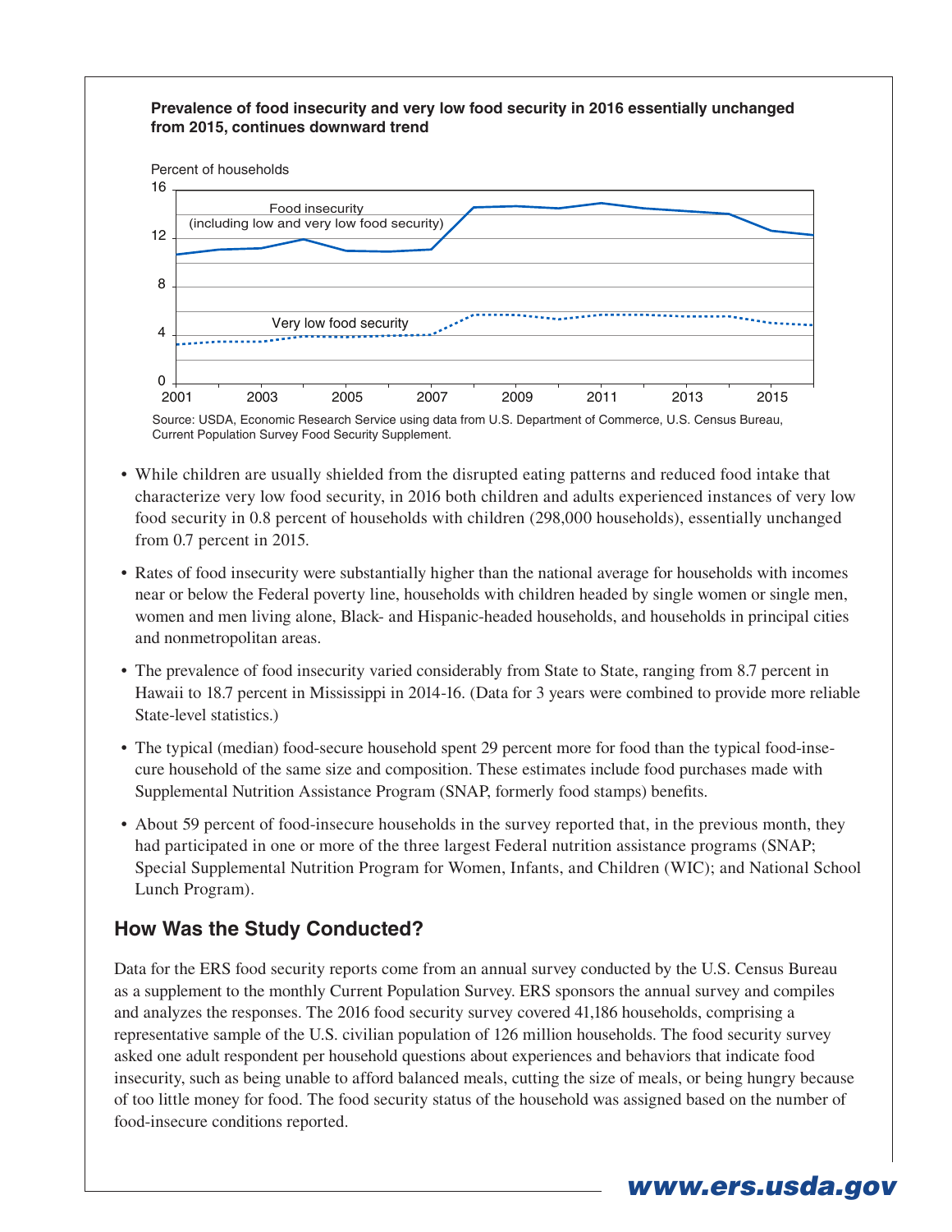**Prevalence of food insecurity and very low food security in 2016 essentially unchanged from 2015, continues downward trend**

Percent of households

16

12

8

4

0

Food insecurity
(including low and very low food security)

Very low food security

2001 2003 2005 2007 2009 2011 2013 2015

Source: USDA, Economic Research Service using data from U.S. Department of Commerce, U.S. Census Bureau, Current Population Survey Food Security Supplement.

- While children are usually shielded from the disrupted eating patterns and reduced food intake that characterize very low food security, in 2016 both children and adults experienced instances of very low food security in 0.8 percent of households with children (298,000 households), essentially unchanged from 0.7 percent in 2015.
- Rates of food insecurity were substantially higher than the national average for households with incomes near or below the Federal poverty line, households with children headed by single women or single men, women and men living alone, Black- and Hispanic-headed households, and households in principal cities and nonmetropolitan areas.
- The prevalence of food insecurity varied considerably from State to State, ranging from 8.7 percent in Hawaii to 18.7 percent in Mississippi in 2014-16. (Data for 3 years were combined to provide more reliable State-level statistics.)
- The typical (median) food-secure household spent 29 percent more for food than the typical food-insecure household of the same size and composition. These estimates include food purchases made with Supplemental Nutrition Assistance Program (SNAP, formerly food stamps) benefits.
- About 59 percent of food-insecure households in the survey reported that, in the previous month, they had participated in one or more of the three largest Federal nutrition assistance programs (SNAP; Special Supplemental Nutrition Program for Women, Infants, and Children (WIC); and National School Lunch Program).

## How Was the Study Conducted?

Data for the ERS food security reports come from an annual survey conducted by the U.S. Census Bureau as a supplement to the monthly Current Population Survey. ERS sponsors the annual survey and compiles and analyzes the responses. The 2016 food security survey covered 41,186 households, comprising a representative sample of the U.S. civilian population of 126 million households. The food security survey asked one adult respondent per household questions about experiences and behaviors that indicate food insecurity, such as being unable to afford balanced meals, cutting the size of meals, or being hungry because of too little money for food. The food security status of the household was assigned based on the number of food-insecure conditions reported.